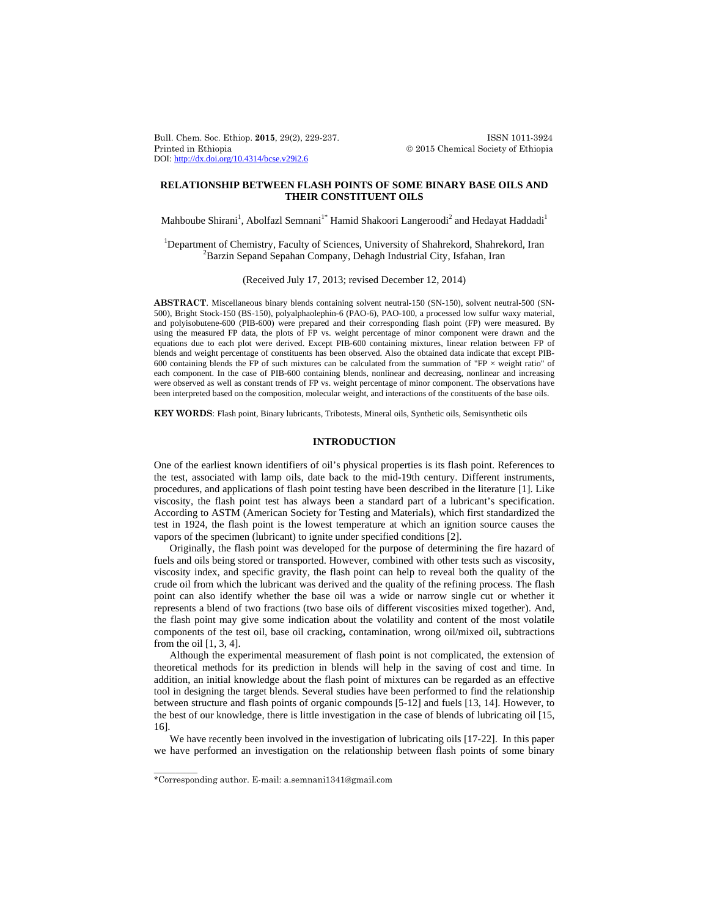# RELATIONSHIP BETWEEN FLASH POINTS OF SOME BINARY BASE OILS AND THEIR CONSTITUENT OILS

Mahboube Shirani[1], Abolfazl Semnani[1*] Hamid Shakoori Langeroodi[2] and Hedayat Haddadi[1]

[1]Department of Chemistry, Faculty of Sciences, University of Shahrekord, Shahrekord, Iran
[2]Barzin Sepand Sepahan Company, Dehagh Industrial City, Isfahan, Iran

(Received July 17, 2013; revised December 12, 2014)

**ABSTRACT**. Miscellaneous binary blends containing solvent neutral-150 (SN-150), solvent neutral-500 (SN-500), Bright Stock-150 (BS-150), polyalphaolephin-6 (PAO-6), PAO-100, a processed low sulfur waxy material, and polyisobutene-600 (PIB-600) were prepared and their corresponding flash point (FP) were measured. By using the measured FP data, the plots of FP vs. weight percentage of minor component were drawn and the equations due to each plot were derived. Except PIB-600 containing mixtures, linear relation between FP of blends and weight percentage of constituents has been observed. Also the obtained data indicate that except PIB-600 containing blends the FP of such mixtures can be calculated from the summation of "FP × weight ratio" of each component. In the case of PIB-600 containing blends, nonlinear and decreasing, nonlinear and increasing were observed as well as constant trends of FP vs. weight percentage of minor component. The observations have been interpreted based on the composition, molecular weight, and interactions of the constituents of the base oils.

**KEY WORDS**: Flash point, Binary lubricants, Tribotests, Mineral oils, Synthetic oils, Semisynthetic oils

## INTRODUCTION

One of the earliest known identifiers of oil's physical properties is its flash point. References to the test, associated with lamp oils, date back to the mid-19th century. Different instruments, procedures, and applications of flash point testing have been described in the literature [1]. Like viscosity, the flash point test has always been a standard part of a lubricant's specification. According to ASTM (American Society for Testing and Materials), which first standardized the test in 1924, the flash point is the lowest temperature at which an ignition source causes the vapors of the specimen (lubricant) to ignite under specified conditions [2].

Originally, the flash point was developed for the purpose of determining the fire hazard of fuels and oils being stored or transported. However, combined with other tests such as viscosity, viscosity index, and specific gravity, the flash point can help to reveal both the quality of the crude oil from which the lubricant was derived and the quality of the refining process. The flash point can also identify whether the base oil was a wide or narrow single cut or whether it represents a blend of two fractions (two base oils of different viscosities mixed together). And, the flash point may give some indication about the volatility and content of the most volatile components of the test oil, base oil cracking**,** contamination, wrong oil/mixed oil**,** subtractions from the oil [1, 3, 4].

Although the experimental measurement of flash point is not complicated, the extension of theoretical methods for its prediction in blends will help in the saving of cost and time. In addition, an initial knowledge about the flash point of mixtures can be regarded as an effective tool in designing the target blends. Several studies have been performed to find the relationship between structure and flash points of organic compounds [5-12] and fuels [13, 14]. However, to the best of our knowledge, there is little investigation in the case of blends of lubricating oil [15, 16].

We have recently been involved in the investigation of lubricating oils [17-22]. In this paper we have performed an investigation on the relationship between flash points of some binary

*Corresponding author. E-mail: a.semnani1341@gmail.com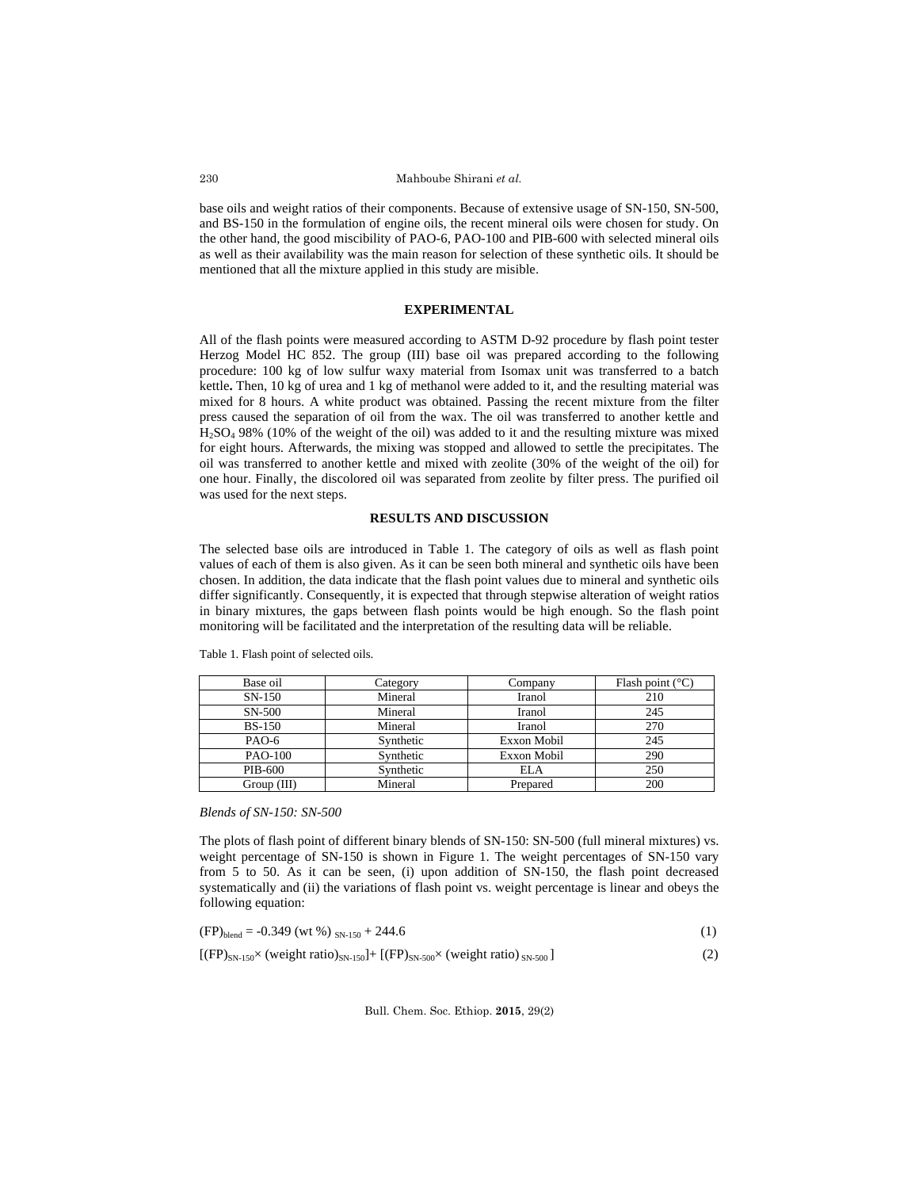base oils and weight ratios of their components. Because of extensive usage of SN-150, SN-500, and BS-150 in the formulation of engine oils, the recent mineral oils were chosen for study. On the other hand, the good miscibility of PAO-6, PAO-100 and PIB-600 with selected mineral oils as well as their availability was the main reason for selection of these synthetic oils. It should be mentioned that all the mixture applied in this study are misible.

## EXPERIMENTAL

All of the flash points were measured according to ASTM D-92 procedure by flash point tester Herzog Model HC 852. The group (III) base oil was prepared according to the following procedure: 100 kg of low sulfur waxy material from Isomax unit was transferred to a batch kettle**.** Then, 10 kg of urea and 1 kg of methanol were added to it, and the resulting material was mixed for 8 hours. A white product was obtained. Passing the recent mixture from the filter press caused the separation of oil from the wax. The oil was transferred to another kettle and $H_2SO_4$ 98% (10% of the weight of the oil) was added to it and the resulting mixture was mixed for eight hours. Afterwards, the mixing was stopped and allowed to settle the precipitates. The oil was transferred to another kettle and mixed with zeolite (30% of the weight of the oil) for one hour. Finally, the discolored oil was separated from zeolite by filter press. The purified oil was used for the next steps.

## RESULTS AND DISCUSSION

The selected base oils are introduced in Table 1. The category of oils as well as flash point values of each of them is also given. As it can be seen both mineral and synthetic oils have been chosen. In addition, the data indicate that the flash point values due to mineral and synthetic oils differ significantly. Consequently, it is expected that through stepwise alteration of weight ratios in binary mixtures, the gaps between flash points would be high enough. So the flash point monitoring will be facilitated and the interpretation of the resulting data will be reliable.

Table 1. Flash point of selected oils.

| Base oil | Category | Company | Flash point (°C) |
|---|---|---|---|
| SN-150 | Mineral | Iranol | 210 |
| SN-500 | Mineral | Iranol | 245 |
| BS-150 | Mineral | Iranol | 270 |
| PAO-6 | Synthetic | Exxon Mobil | 245 |
| PAO-100 | Synthetic | Exxon Mobil | 290 |
| PIB-600 | Synthetic | ELA | 250 |
| Group (III) | Mineral | Prepared | 200 |

*Blends of SN-150: SN-500*

The plots of flash point of different binary blends of SN-150: SN-500 (full mineral mixtures) vs. weight percentage of SN-150 is shown in Figure 1. The weight percentages of SN-150 vary from 5 to 50. As it can be seen, (i) upon addition of SN-150, the flash point decreased systematically and (ii) the variations of flash point vs. weight percentage is linear and obeys the following equation:

$$(FP)_{blend} = -0.349\ (wt\ \%)_{SN\text{-}150} + 244.6 \tag{1}$$

$$[(FP)_{SN\text{-}150} \times (weight\ ratio)_{SN\text{-}150}] + [(FP)_{SN\text{-}500} \times (weight\ ratio)_{SN\text{-}500}] \tag{2}$$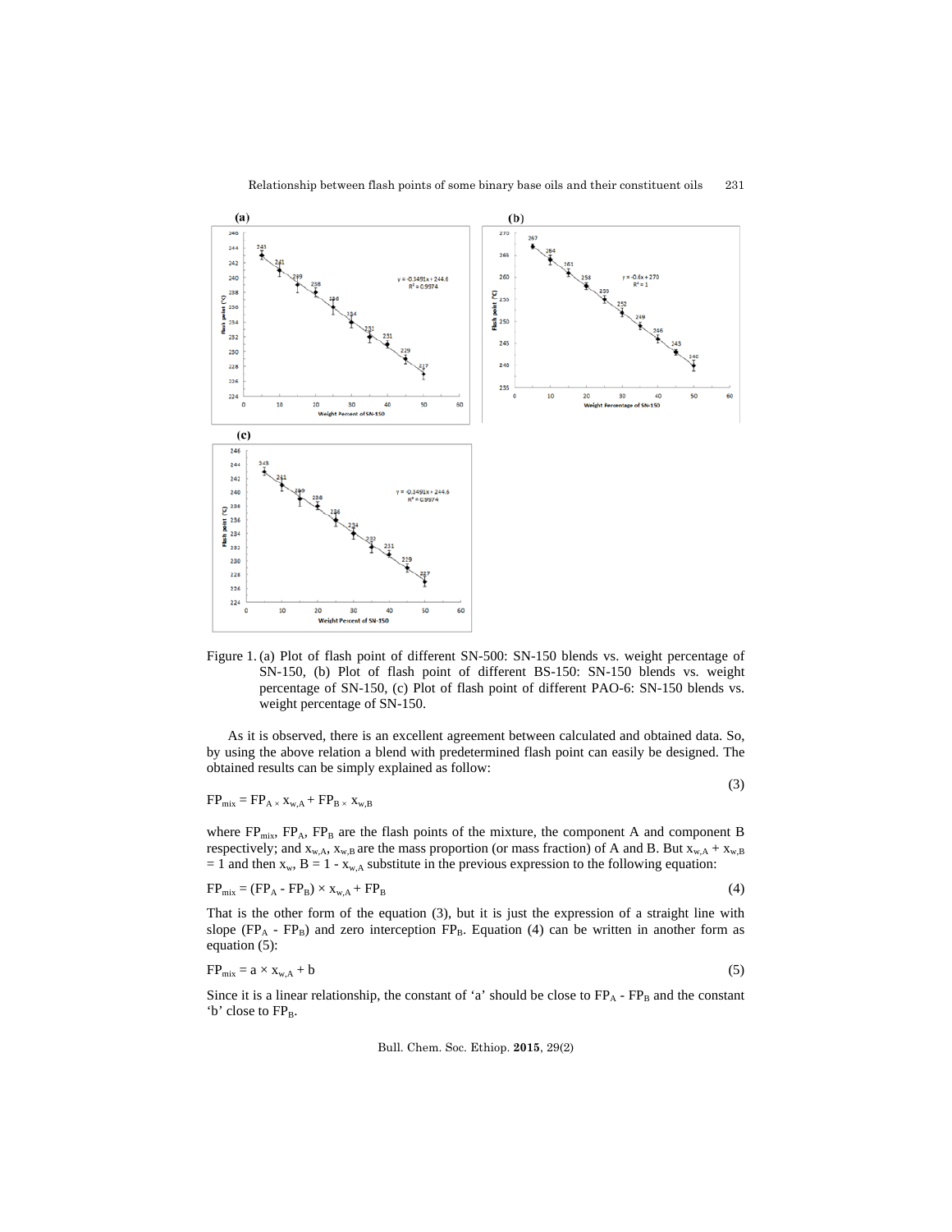Figure 1. (a) Plot of flash point of different SN-500: SN-150 blends vs. weight percentage of SN-150, (b) Plot of flash point of different BS-150: SN-150 blends vs. weight percentage of SN-150, (c) Plot of flash point of different PAO-6: SN-150 blends vs. weight percentage of SN-150.

As it is observed, there is an excellent agreement between calculated and obtained data. So, by using the above relation a blend with predetermined flash point can easily be designed. The obtained results can be simply explained as follow:

$$FP_{mix} = FP_A \times x_{w,A} + FP_B \times x_{w,B} \tag{3}$$

where $FP_{mix}$, $FP_A$, $FP_B$ are the flash points of the mixture, the component A and component B respectively; and $x_{w,A}$, $x_{w,B}$ are the mass proportion (or mass fraction) of A and B. But $x_{w,A} + x_{w,B} = 1$ and then $x_w$, $B = 1 - x_{w,A}$ substitute in the previous expression to the following equation:

$$FP_{mix} = (FP_A - FP_B) \times x_{w,A} + FP_B \tag{4}$$

That is the other form of the equation (3), but it is just the expression of a straight line with slope ($FP_A$ - $FP_B$) and zero interception $FP_B$. Equation (4) can be written in another form as equation (5):

$$FP_{mix} = a \times x_{w,A} + b \tag{5}$$

Since it is a linear relationship, the constant of 'a' should be close to $FP_A$ - $FP_B$ and the constant 'b' close to $FP_B$.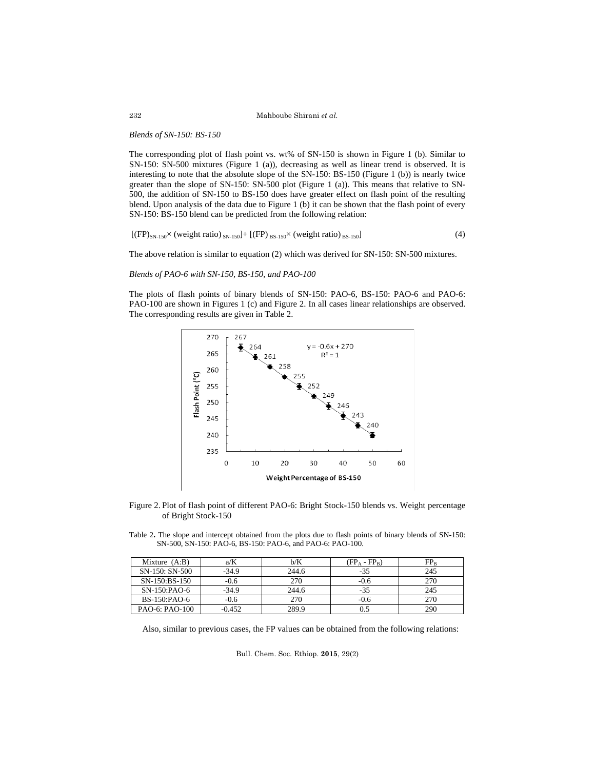*Blends of SN-150: BS-150*

The corresponding plot of flash point vs. wt% of SN-150 is shown in Figure 1 (b). Similar to SN-150: SN-500 mixtures (Figure 1 (a)), decreasing as well as linear trend is observed. It is interesting to note that the absolute slope of the SN-150: BS-150 (Figure 1 (b)) is nearly twice greater than the slope of SN-150: SN-500 plot (Figure 1 (a)). This means that relative to SN-500, the addition of SN-150 to BS-150 does have greater effect on flash point of the resulting blend. Upon analysis of the data due to Figure 1 (b) it can be shown that the flash point of every SN-150: BS-150 blend can be predicted from the following relation:

$$[(FP)_{SN\text{-}150} \times (\text{weight ratio})_{SN\text{-}150}] + [(FP)_{BS\text{-}150} \times (\text{weight ratio})_{BS\text{-}150}] \quad (4)$$

The above relation is similar to equation (2) which was derived for SN-150: SN-500 mixtures.

*Blends of PAO-6 with SN-150, BS-150, and PAO-100*

The plots of flash points of binary blends of SN-150: PAO-6, BS-150: PAO-6 and PAO-6: PAO-100 are shown in Figures 1 (c) and Figure 2. In all cases linear relationships are observed. The corresponding results are given in Table 2.

Figure 2. Plot of flash point of different PAO-6: Bright Stock-150 blends vs. Weight percentage of Bright Stock-150

Table 2. The slope and intercept obtained from the plots due to flash points of binary blends of SN-150: SN-500, SN-150: PAO-6, BS-150: PAO-6, and PAO-6: PAO-100.

| Mixture (A:B) | a/K | b/K | $(FP_A - FP_B)$ | $FP_B$ |
|---|---|---|---|---|
| SN-150: SN-500 | -34.9 | 244.6 | -35 | 245 |
| SN-150:BS-150 | -0.6 | 270 | -0.6 | 270 |
| SN-150:PAO-6 | -34.9 | 244.6 | -35 | 245 |
| BS-150:PAO-6 | -0.6 | 270 | -0.6 | 270 |
| PAO-6: PAO-100 | -0.452 | 289.9 | 0.5 | 290 |

Also, similar to previous cases, the FP values can be obtained from the following relations: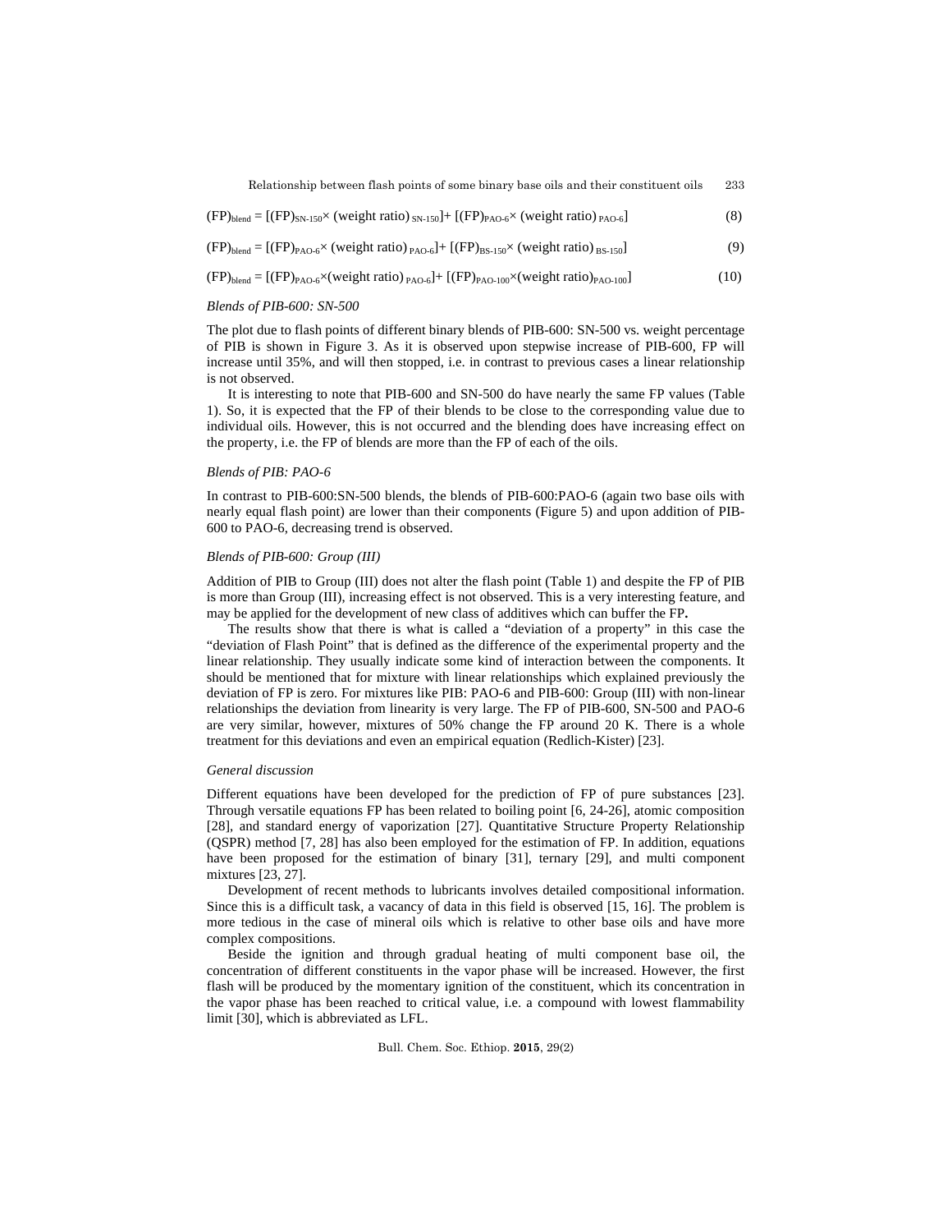$$(FP)_{blend} = [(FP)_{SN\text{-}150}\times \text{(weight ratio)}_{SN\text{-}150}] + [(FP)_{PAO\text{-}6}\times \text{(weight ratio)}_{PAO\text{-}6}] \quad (8)$$

$$(FP)_{blend} = [(FP)_{PAO\text{-}6}\times \text{(weight ratio)}_{PAO\text{-}6}] + [(FP)_{BS\text{-}150}\times \text{(weight ratio)}_{BS\text{-}150}] \quad (9)$$

$$(FP)_{blend} = [(FP)_{PAO\text{-}6}\times\text{(weight ratio)}_{PAO\text{-}6}] + [(FP)_{PAO\text{-}100}\times\text{(weight ratio)}_{PAO\text{-}100}] \quad (10)$$

*Blends of PIB-600: SN-500*

The plot due to flash points of different binary blends of PIB-600: SN-500 vs. weight percentage of PIB is shown in Figure 3. As it is observed upon stepwise increase of PIB-600, FP will increase until 35%, and will then stopped, i.e. in contrast to previous cases a linear relationship is not observed.

It is interesting to note that PIB-600 and SN-500 do have nearly the same FP values (Table 1). So, it is expected that the FP of their blends to be close to the corresponding value due to individual oils. However, this is not occurred and the blending does have increasing effect on the property, i.e. the FP of blends are more than the FP of each of the oils.

*Blends of PIB: PAO-6*

In contrast to PIB-600:SN-500 blends, the blends of PIB-600:PAO-6 (again two base oils with nearly equal flash point) are lower than their components (Figure 5) and upon addition of PIB-600 to PAO-6, decreasing trend is observed.

*Blends of PIB-600: Group (III)*

Addition of PIB to Group (III) does not alter the flash point (Table 1) and despite the FP of PIB is more than Group (III), increasing effect is not observed. This is a very interesting feature, and may be applied for the development of new class of additives which can buffer the FP**.**

The results show that there is what is called a "deviation of a property" in this case the "deviation of Flash Point" that is defined as the difference of the experimental property and the linear relationship. They usually indicate some kind of interaction between the components. It should be mentioned that for mixture with linear relationships which explained previously the deviation of FP is zero. For mixtures like PIB: PAO-6 and PIB-600: Group (III) with non-linear relationships the deviation from linearity is very large. The FP of PIB-600, SN-500 and PAO-6 are very similar, however, mixtures of 50% change the FP around 20 K. There is a whole treatment for this deviations and even an empirical equation (Redlich-Kister) [23].

*General discussion*

Different equations have been developed for the prediction of FP of pure substances [23]. Through versatile equations FP has been related to boiling point [6, 24-26], atomic composition [28], and standard energy of vaporization [27]. Quantitative Structure Property Relationship (QSPR) method [7, 28] has also been employed for the estimation of FP. In addition, equations have been proposed for the estimation of binary [31], ternary [29], and multi component mixtures [23, 27].

Development of recent methods to lubricants involves detailed compositional information. Since this is a difficult task, a vacancy of data in this field is observed [15, 16]. The problem is more tedious in the case of mineral oils which is relative to other base oils and have more complex compositions.

Beside the ignition and through gradual heating of multi component base oil, the concentration of different constituents in the vapor phase will be increased. However, the first flash will be produced by the momentary ignition of the constituent, which its concentration in the vapor phase has been reached to critical value, i.e. a compound with lowest flammability limit [30], which is abbreviated as LFL.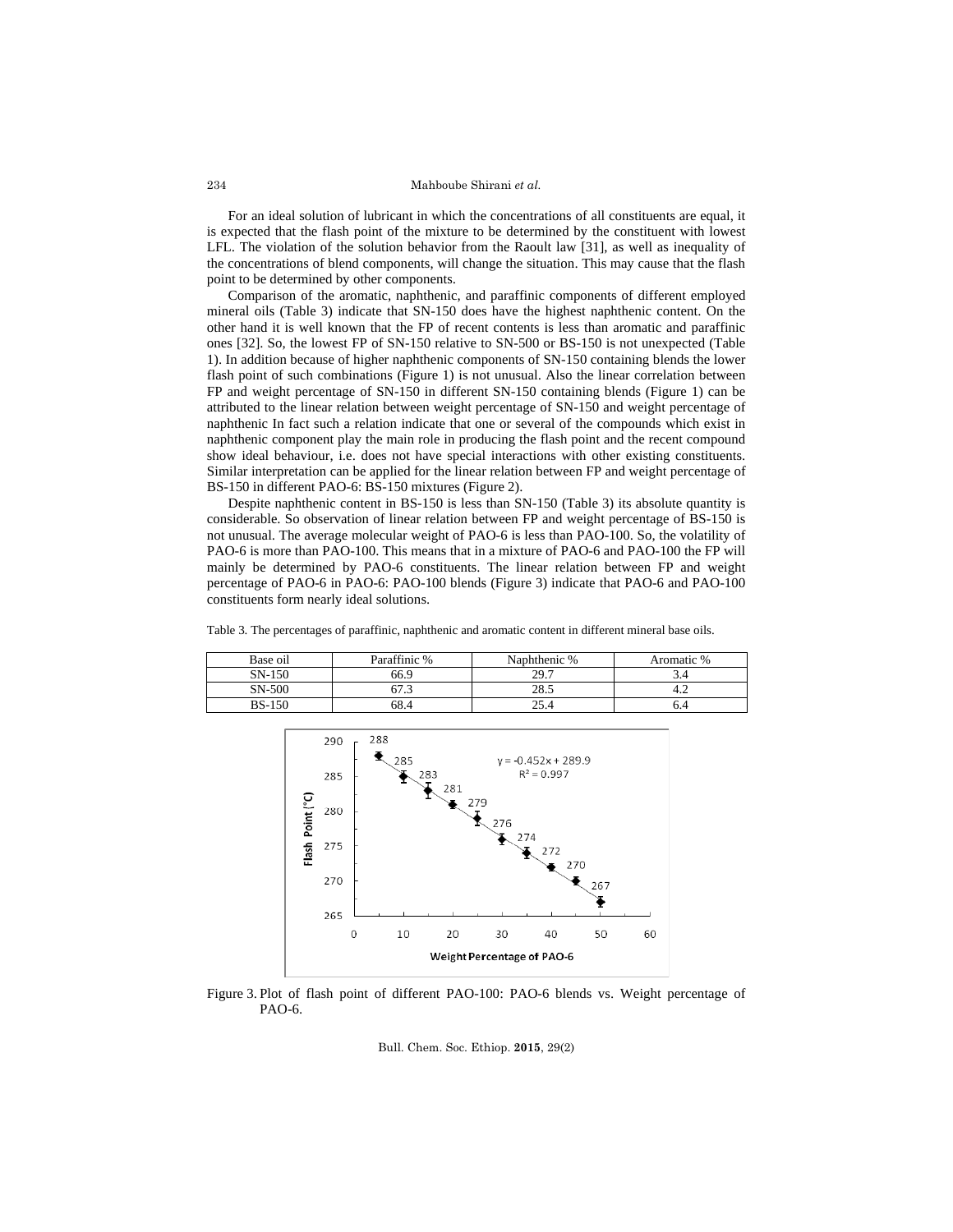For an ideal solution of lubricant in which the concentrations of all constituents are equal, it is expected that the flash point of the mixture to be determined by the constituent with lowest LFL. The violation of the solution behavior from the Raoult law [31], as well as inequality of the concentrations of blend components, will change the situation. This may cause that the flash point to be determined by other components.

Comparison of the aromatic, naphthenic, and paraffinic components of different employed mineral oils (Table 3) indicate that SN-150 does have the highest naphthenic content. On the other hand it is well known that the FP of recent contents is less than aromatic and paraffinic ones [32]. So, the lowest FP of SN-150 relative to SN-500 or BS-150 is not unexpected (Table 1). In addition because of higher naphthenic components of SN-150 containing blends the lower flash point of such combinations (Figure 1) is not unusual. Also the linear correlation between FP and weight percentage of SN-150 in different SN-150 containing blends (Figure 1) can be attributed to the linear relation between weight percentage of SN-150 and weight percentage of naphthenic In fact such a relation indicate that one or several of the compounds which exist in naphthenic component play the main role in producing the flash point and the recent compound show ideal behaviour, i.e. does not have special interactions with other existing constituents. Similar interpretation can be applied for the linear relation between FP and weight percentage of BS-150 in different PAO-6: BS-150 mixtures (Figure 2).

Despite naphthenic content in BS-150 is less than SN-150 (Table 3) its absolute quantity is considerable. So observation of linear relation between FP and weight percentage of BS-150 is not unusual. The average molecular weight of PAO-6 is less than PAO-100. So, the volatility of PAO-6 is more than PAO-100. This means that in a mixture of PAO-6 and PAO-100 the FP will mainly be determined by PAO-6 constituents. The linear relation between FP and weight percentage of PAO-6 in PAO-6: PAO-100 blends (Figure 3) indicate that PAO-6 and PAO-100 constituents form nearly ideal solutions.

Table 3. The percentages of paraffinic, naphthenic and aromatic content in different mineral base oils.

| Base oil | Paraffinic % | Naphthenic % | Aromatic % |
|---|---|---|---|
| SN-150 | 66.9 | 29.7 | 3.4 |
| SN-500 | 67.3 | 28.5 | 4.2 |
| BS-150 | 68.4 | 25.4 | 6.4 |

Figure 3. Plot of flash point of different PAO-100: PAO-6 blends vs. Weight percentage of PAO-6.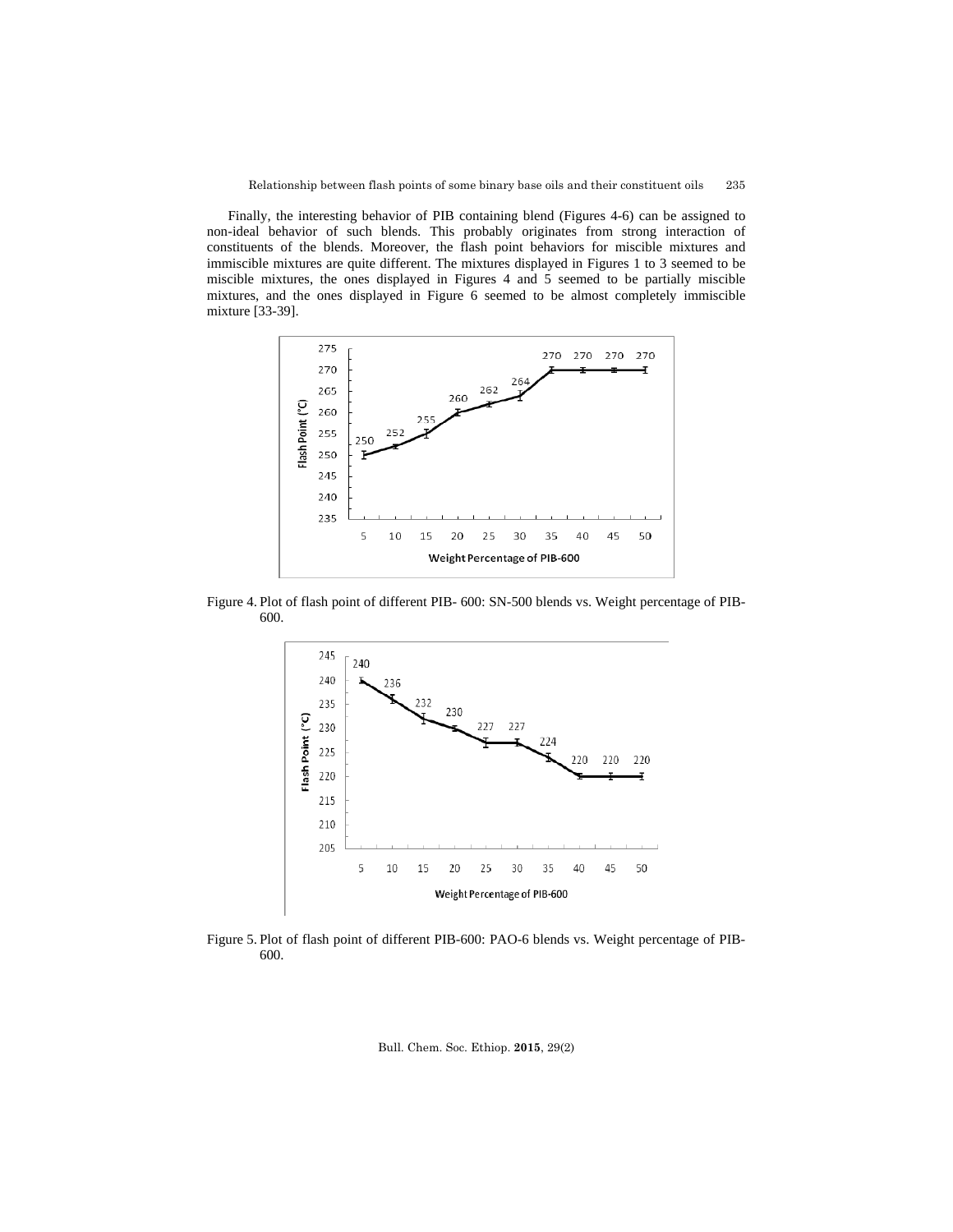Finally, the interesting behavior of PIB containing blend (Figures 4-6) can be assigned to non-ideal behavior of such blends. This probably originates from strong interaction of constituents of the blends. Moreover, the flash point behaviors for miscible mixtures and immiscible mixtures are quite different. The mixtures displayed in Figures 1 to 3 seemed to be miscible mixtures, the ones displayed in Figures 4 and 5 seemed to be partially miscible mixtures, and the ones displayed in Figure 6 seemed to be almost completely immiscible mixture [33-39].

Figure 4. Plot of flash point of different PIB- 600: SN-500 blends vs. Weight percentage of PIB-600.

Figure 5. Plot of flash point of different PIB-600: PAO-6 blends vs. Weight percentage of PIB-600.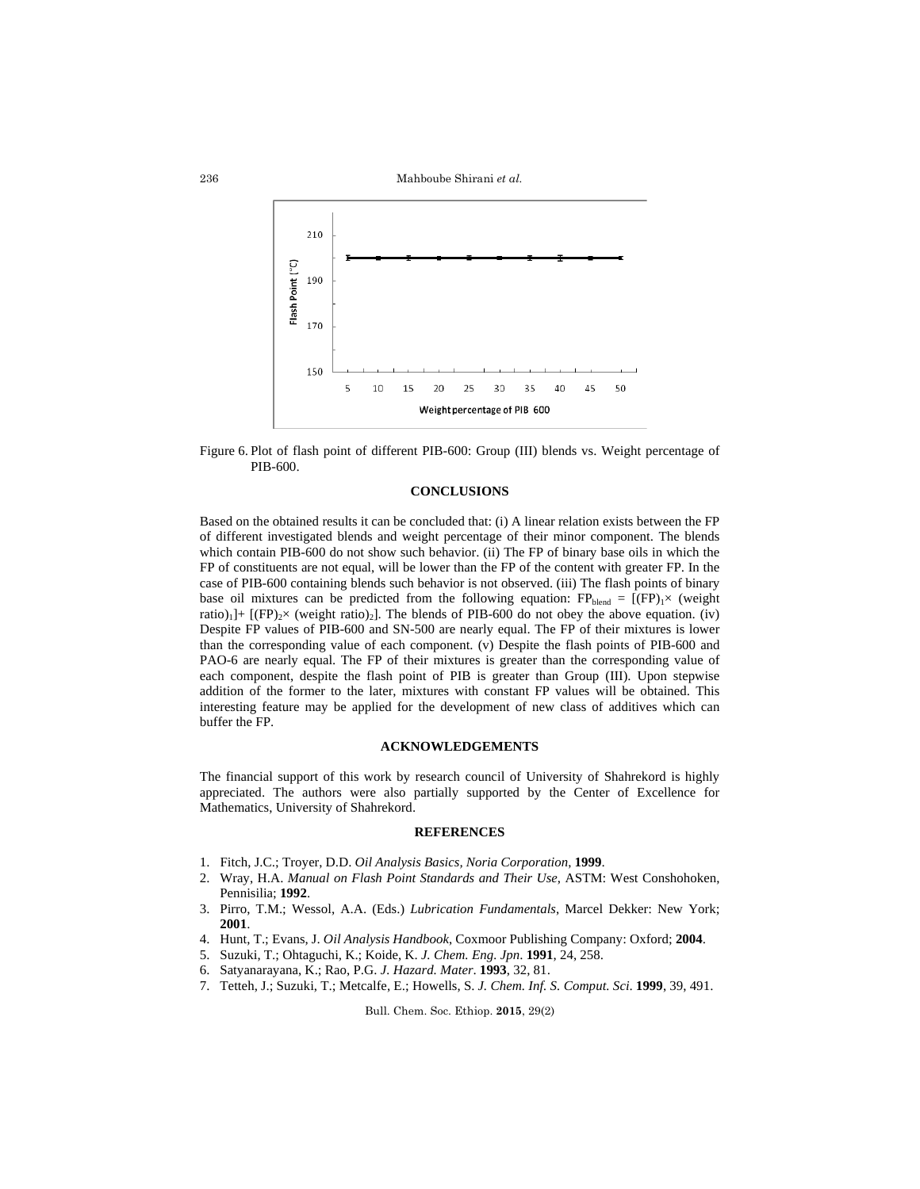Figure 6. Plot of flash point of different PIB-600: Group (III) blends vs. Weight percentage of PIB-600.

## CONCLUSIONS

Based on the obtained results it can be concluded that: (i) A linear relation exists between the FP of different investigated blends and weight percentage of their minor component. The blends which contain PIB-600 do not show such behavior. (ii) The FP of binary base oils in which the FP of constituents are not equal, will be lower than the FP of the content with greater FP. In the case of PIB-600 containing blends such behavior is not observed. (iii) The flash points of binary base oil mixtures can be predicted from the following equation: $FP_{blend} = [(FP)_1 \times \text{(weight ratio)}_1] + [(FP)_2 \times \text{(weight ratio)}_2]$. The blends of PIB-600 do not obey the above equation. (iv) Despite FP values of PIB-600 and SN-500 are nearly equal. The FP of their mixtures is lower than the corresponding value of each component. (v) Despite the flash points of PIB-600 and PAO-6 are nearly equal. The FP of their mixtures is greater than the corresponding value of each component, despite the flash point of PIB is greater than Group (III). Upon stepwise addition of the former to the later, mixtures with constant FP values will be obtained. This interesting feature may be applied for the development of new class of additives which can buffer the FP.

## ACKNOWLEDGEMENTS

The financial support of this work by research council of University of Shahrekord is highly appreciated. The authors were also partially supported by the Center of Excellence for Mathematics, University of Shahrekord.

## REFERENCES

1. Fitch, J.C.; Troyer, D.D. *Oil Analysis Basics, Noria Corporation*, **1999**.
2. Wray, H.A. *Manual on Flash Point Standards and Their Use*, ASTM: West Conshohoken, Pennisilia; **1992**.
3. Pirro, T.M.; Wessol, A.A. (Eds.) *Lubrication Fundamentals*, Marcel Dekker: New York; **2001**.
4. Hunt, T.; Evans, J. *Oil Analysis Handbook*, Coxmoor Publishing Company: Oxford; **2004**.
5. Suzuki, T.; Ohtaguchi, K.; Koide, K. *J. Chem. Eng. Jpn*. **1991**, 24, 258.
6. Satyanarayana, K.; Rao, P.G. *J. Hazard. Mater*. **1993**, 32, 81.
7. Tetteh, J.; Suzuki, T.; Metcalfe, E.; Howells, S. *J. Chem. Inf. S. Comput. Sci*. **1999**, 39, 491.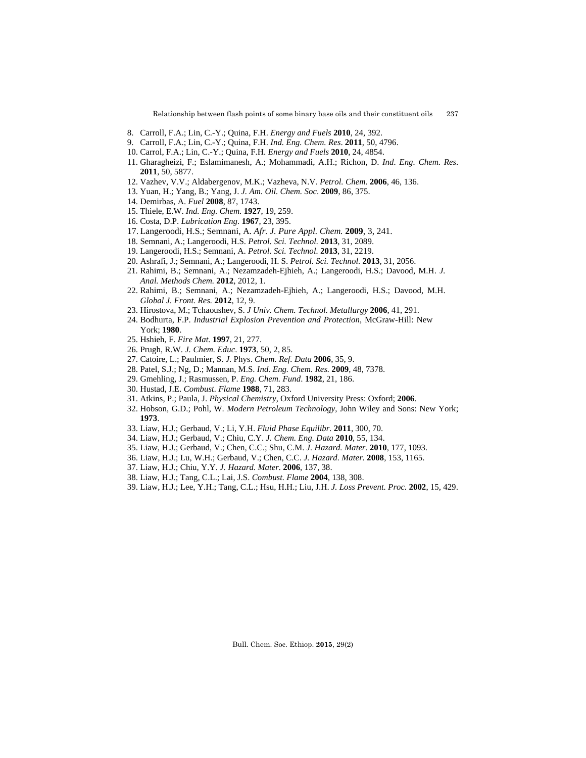8. Carroll, F.A.; Lin, C.-Y.; Quina, F.H. *Energy and Fuels* **2010**, 24, 392.
9. Carroll, F.A.; Lin, C.-Y.; Quina, F.H. *Ind. Eng. Chem. Res.* **2011**, 50, 4796.
10. Carrol, F.A.; Lin, C.-Y.; Quina, F.H. *Energy and Fuels* **2010**, 24, 4854.
11. Gharagheizi, F.; Eslamimanesh, A.; Mohammadi, A.H.; Richon, D. *Ind. Eng. Chem. Res.* **2011**, 50, 5877.
12. Vazhev, V.V.; Aldabergenov, M.K.; Vazheva, N.V. *Petrol. Chem.* **2006**, 46, 136.
13. Yuan, H.; Yang, B.; Yang, J. *J. Am. Oil. Chem. Soc.* **2009**, 86, 375.
14. Demirbas, A. *Fuel* **2008**, 87, 1743.
15. Thiele, E.W. *Ind. Eng. Chem.* **1927**, 19, 259.
16. Costa, D.P. *Lubrication Eng.* **1967**, 23, 395.
17. Langeroodi, H.S.; Semnani, A. *Afr. J. Pure Appl. Chem.* **2009**, 3, 241.
18. Semnani, A.; Langeroodi, H.S. *Petrol. Sci. Technol.* **2013**, 31, 2089.
19. Langeroodi, H.S.; Semnani, A. *Petrol. Sci. Technol.* **2013**, 31, 2219.
20. Ashrafi, J.; Semnani, A.; Langeroodi, H. S. *Petrol. Sci. Technol.* **2013**, 31, 2056.
21. Rahimi, B.; Semnani, A.; Nezamzadeh-Ejhieh, A.; Langeroodi, H.S.; Davood, M.H. *J. Anal. Methods Chem.* **2012**, 2012, 1.
22. Rahimi, B.; Semnani, A.; Nezamzadeh-Ejhieh, A.; Langeroodi, H.S.; Davood, M.H. *Global J. Front. Res.* **2012**, 12, 9.
23. Hirostova, M.; Tchaoushev, S. *J Univ. Chem. Technol. Metallurgy* **2006**, 41, 291.
24. Bodhurta, F.P. *Industrial Explosion Prevention and Protection*, McGraw-Hill: New York; **1980**.
25. Hshieh, F. *Fire Mat.* **1997**, 21, 277.
26. Prugh, R.W. *J. Chem. Educ.* **1973**, 50, 2, 85.
27. Catoire, L.; Paulmier, S. *J.* Phys. *Chem. Ref. Data* **2006**, 35, 9.
28. Patel, S.J.; Ng, D.; Mannan, M.S. *Ind. Eng. Chem. Res.* **2009**, 48, 7378.
29. Gmehling, J.; Rasmussen, P. *Eng. Chem. Fund.* **1982**, 21, 186.
30. Hustad, J.E. *Combust. Flame* **1988**, 71, 283.
31. Atkins, P.; Paula, J. *Physical Chemistry*, Oxford University Press: Oxford; **2006**.
32. Hobson, G.D.; Pohl, W. *Modern Petroleum Technology*, John Wiley and Sons: New York; **1973**.
33. Liaw, H.J.; Gerbaud, V.; Li, Y.H. *Fluid Phase Equilibr.* **2011**, 300, 70.
34. Liaw, H.J.; Gerbaud, V.; Chiu, C.Y. *J. Chem. Eng. Data* **2010**, 55, 134.
35. Liaw, H.J.; Gerbaud, V.; Chen, C.C.; Shu, C.M. *J. Hazard. Mater.* **2010**, 177, 1093.
36. Liaw, H.J.; Lu, W.H.; Gerbaud, V.; Chen, C.C. *J. Hazard. Mater.* **2008**, 153, 1165.
37. Liaw, H.J.; Chiu, Y.Y. *J. Hazard. Mater.* **2006**, 137, 38.
38. Liaw, H.J.; Tang, C.L.; Lai, J.S. *Combust. Flame* **2004**, 138, 308.
39. Liaw, H.J.; Lee, Y.H.; Tang, C.L.; Hsu, H.H.; Liu, J.H. *J. Loss Prevent. Proc.* **2002**, 15, 429.